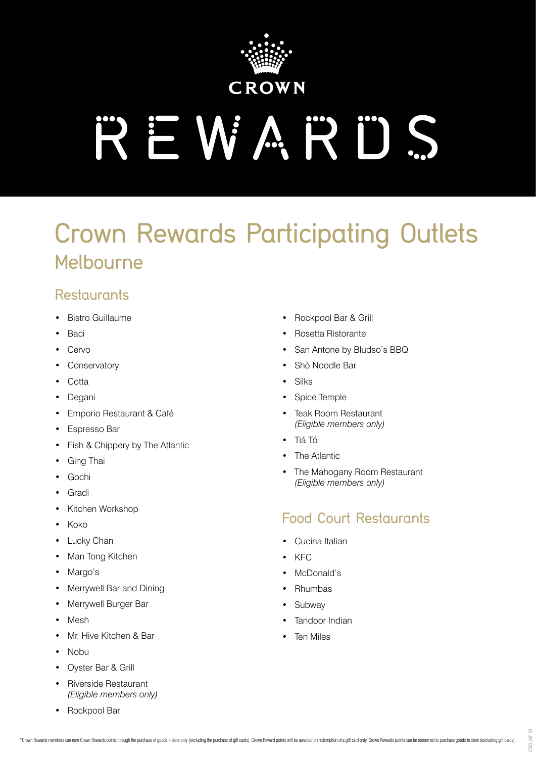CROWN

REWARDS

# Crown Rewards Participating Outlets

## Melbourne

### Restaurants

- Bistro Guillaume
- Baci
- Cervo
- Conservatory
- Cotta
- Degani
- Emporio Restaurant & Café
- Espresso Bar
- Fish & Chippery by The Atlantic
- Ging Thai
- Gochi
- Gradi
- Kitchen Workshop
- Koko
- Lucky Chan
- Man Tong Kitchen
- Margo's
- Merrywell Bar and Dining
- Merrywell Burger Bar
- Mesh
- Mr. Hive Kitchen & Bar
- Nobu
- Oyster Bar & Grill
- Riverside Restaurant *(Eligible members only)*
- Rockpool Bar
- Rockpool Bar & Grill
- Rosetta Ristorante
- San Antone by Bludso's BBQ
- Shò Noodle Bar
- Silks
- Spice Temple
- Teak Room Restaurant *(Eligible members only)*
- Tiá Tó
- The Atlantic
- The Mahogany Room Restaurant *(Eligible members only)*

### Food Court Restaurants

- Cucina Italian
- KFC
- McDonald's
- Rhumbas
- Subway
- Tandoor Indian
- Ten Miles

*Crown Rewards members can earn Crown Rewards points through the purchase of goods instore only (excluding the purchase of gift cards). Crown Reward points will be awarded on redemption of a gift card only. Crown Rewards points can be redeemed to purchase goods in store (excluding gift cards).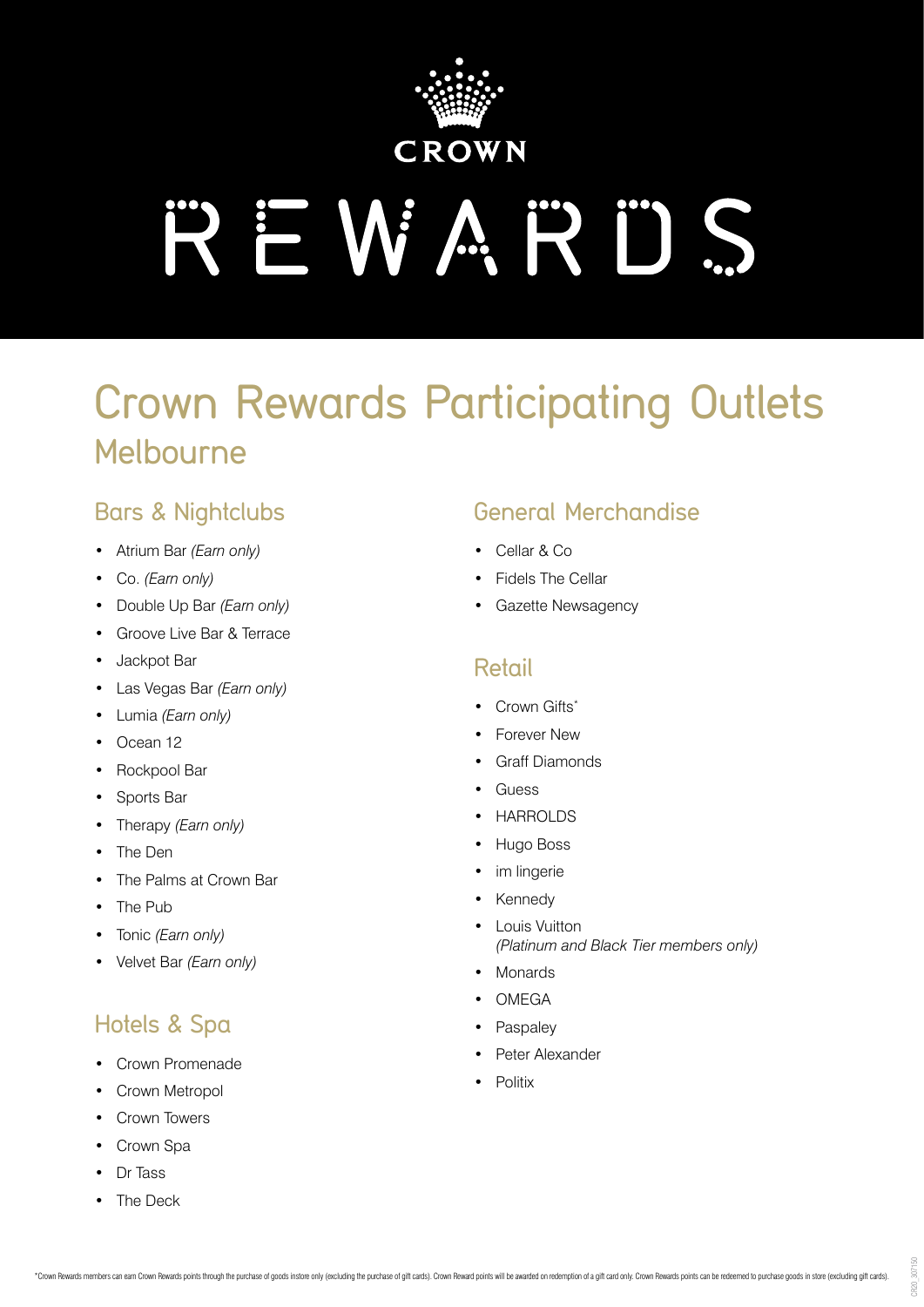CROWN

REWARDS

# Crown Rewards Participating Outlets

## Melbourne

### Bars & Nightclubs

- Atrium Bar *(Earn only)*
- Co. *(Earn only)*
- Double Up Bar *(Earn only)*
- Groove Live Bar & Terrace
- Jackpot Bar
- Las Vegas Bar *(Earn only)*
- Lumia *(Earn only)*
- Ocean 12
- Rockpool Bar
- Sports Bar
- Therapy *(Earn only)*
- The Den
- The Palms at Crown Bar
- The Pub
- Tonic *(Earn only)*
- Velvet Bar *(Earn only)*

### Hotels & Spa

- Crown Promenade
- Crown Metropol
- Crown Towers
- Crown Spa
- Dr Tass
- The Deck

### General Merchandise

- Cellar & Co
- Fidels The Cellar
- Gazette Newsagency

### Retail

- Crown Gifts*
- Forever New
- Graff Diamonds
- Guess
- HARROLDS
- Hugo Boss
- im lingerie
- Kennedy
- Louis Vuitton
  *(Platinum and Black Tier members only)*
- Monards
- OMEGA
- Paspaley
- Peter Alexander
- Politix

*Crown Rewards members can earn Crown Rewards points through the purchase of goods instore only (excluding the purchase of gift cards). Crown Reward points will be awarded on redemption of a gift card only. Crown Rewards points can be redeemed to purchase goods in store (excluding gift cards).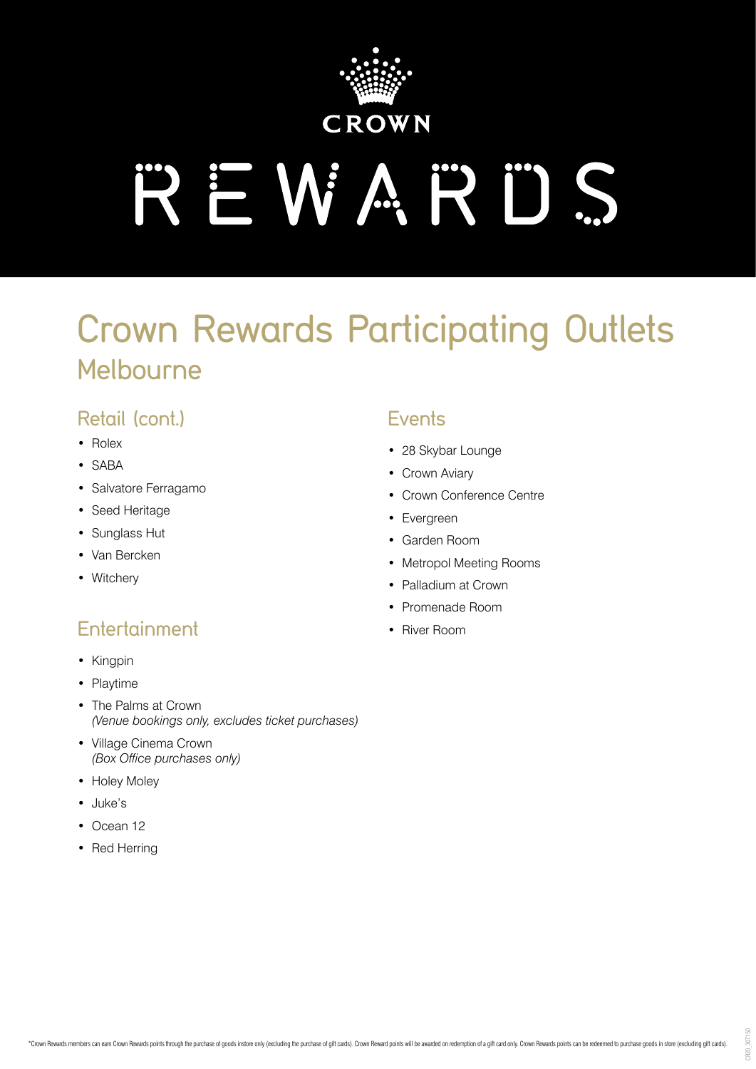CROWN

REWARDS

# Crown Rewards Participating Outlets

## Melbourne

### Retail (cont.)

- Rolex
- SABA
- Salvatore Ferragamo
- Seed Heritage
- Sunglass Hut
- Van Bercken
- Witchery

### Entertainment

- Kingpin
- Playtime
- The Palms at Crown  
  *(Venue bookings only, excludes ticket purchases)*
- Village Cinema Crown  
  *(Box Office purchases only)*
- Holey Moley
- Juke's
- Ocean 12
- Red Herring

### Events

- 28 Skybar Lounge
- Crown Aviary
- Crown Conference Centre
- Evergreen
- Garden Room
- Metropol Meeting Rooms
- Palladium at Crown
- Promenade Room
- River Room

*Crown Rewards members can earn Crown Rewards points through the purchase of goods instore only (excluding the purchase of gift cards). Crown Reward points will be awarded on redemption of a gift card only. Crown Rewards points can be redeemed to purchase goods in store (excluding gift cards).

CR20_307150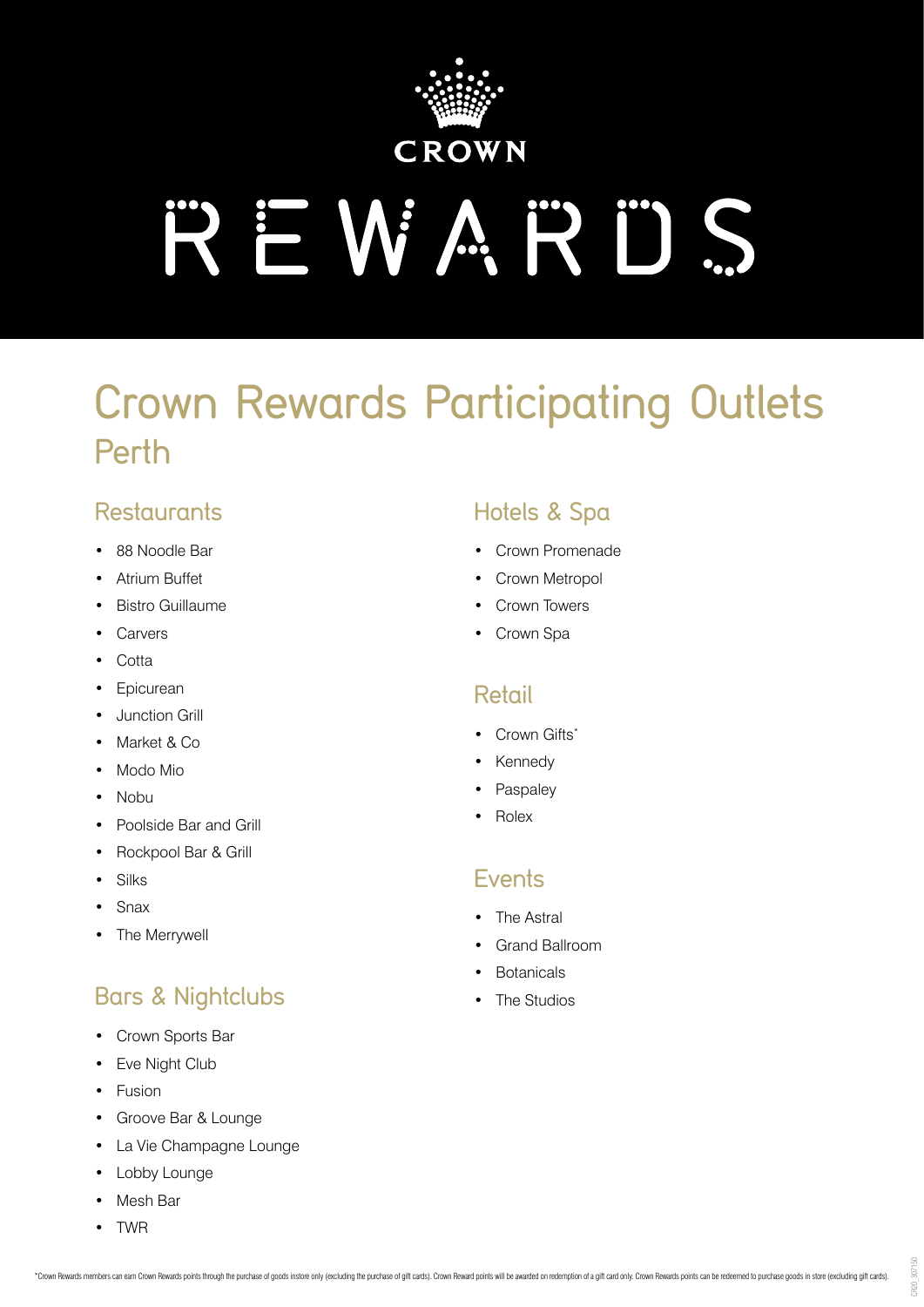CROWN

REWARDS

# Crown Rewards Participating Outlets

## Perth

### Restaurants

- 88 Noodle Bar
- Atrium Buffet
- Bistro Guillaume
- Carvers
- Cotta
- Epicurean
- Junction Grill
- Market & Co
- Modo Mio
- Nobu
- Poolside Bar and Grill
- Rockpool Bar & Grill
- Silks
- Snax
- The Merrywell

### Bars & Nightclubs

- Crown Sports Bar
- Eve Night Club
- Fusion
- Groove Bar & Lounge
- La Vie Champagne Lounge
- Lobby Lounge
- Mesh Bar
- TWR

### Hotels & Spa

- Crown Promenade
- Crown Metropol
- Crown Towers
- Crown Spa

### Retail

- Crown Gifts*
- Kennedy
- Paspaley
- Rolex

### Events

- The Astral
- Grand Ballroom
- Botanicals
- The Studios

*Crown Rewards members can earn Crown Rewards points through the purchase of goods instore only (excluding the purchase of gift cards). Crown Reward points will be awarded on redemption of a gift card only. Crown Rewards points can be redeemed to purchase goods in store (excluding gift cards).

CR20_307150